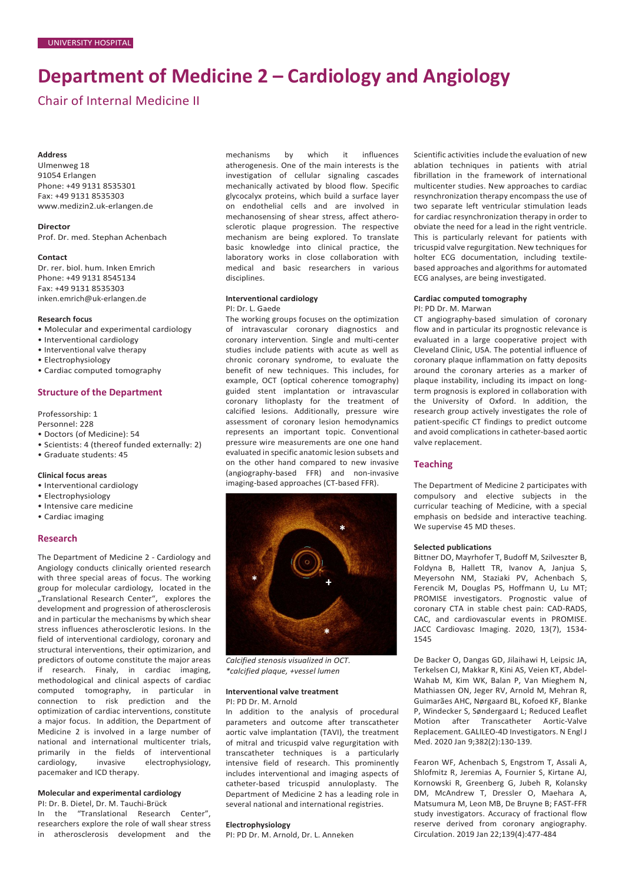UNIVERSITY HOSPITAL

# Department of Medicine 2 – Cardiology and Angiology

## Chair of Internal Medicine II

**Address**
Ulmenweg 18
91054 Erlangen
Phone: +49 9131 8535301
Fax: +49 9131 8535303
www.medizin2.uk-erlangen.de

**Director**
Prof. Dr. med. Stephan Achenbach

**Contact**
Dr. rer. biol. hum. Inken Emrich
Phone: +49 9131 8545134
Fax: +49 9131 8535303
inken.emrich@uk-erlangen.de

**Research focus**

- Molecular and experimental cardiology
- Interventional cardiology
- Interventional valve therapy
- Electrophysiology
- Cardiac computed tomography

## Structure of the Department

Professorship: 1
Personnel: 228

- Doctors (of Medicine): 54
- Scientists: 4 (thereof funded externally: 2)
- Graduate students: 45

**Clinical focus areas**

- Interventional cardiology
- Electrophysiology
- Intensive care medicine
- Cardiac imaging

## Research

The Department of Medicine 2 - Cardiology and Angiology conducts clinically oriented research with three special areas of focus. The working group for molecular cardiology, located in the „Translational Research Center", explores the development and progression of atherosclerosis and in particular the mechanisms by which shear stress influences atherosclerotic lesions. In the field of interventional cardiology, coronary and structural interventions, their optimizarion, and predictors of outome constitute the major areas if research. Finaly, in cardiac imaging, methodological and clinical aspects of cardiac computed tomography, in particular in connection to risk prediction and the optimization of cardiac interventions, constitute a major focus. In addition, the Department of Medicine 2 is involved in a large number of national and international multicenter trials, primarily in the fields of interventional cardiology, invasive electrophysiology, pacemaker and ICD therapy.

### Molecular and experimental cardiology

PI: Dr. B. Dietel, Dr. M. Tauchi-Brück

In the "Translational Research Center", researchers explore the role of wall shear stress in atherosclerosis development and the mechanisms by which it influences atherogenesis. One of the main interests is the investigation of cellular signaling cascades mechanically activated by blood flow. Specific glycocalyx proteins, which build a surface layer on endothelial cells and are involved in mechanosensing of shear stress, affect atherosclerotic plaque progression. The respective mechanism are being explored. To translate basic knowledge into clinical practice, the laboratory works in close collaboration with medical and basic researchers in various disciplines.

### Interventional cardiology

PI: Dr. L. Gaede

The working groups focus on the optimization of intravascular coronary diagnostics and coronary intervention. Single and multi-center studies include patients with acute as well as chronic coronary syndrome, to evaluate the benefit of new techniques. This includes, for example, OCT (optical coherence tomography) guided stent implantation or intravascular coronary lithoplasty for the treatment of calcified lesions. Additionally, pressure wire assessment of coronary lesion hemodynamics represents an important topic. Conventional pressure wire measurements are one one hand evaluated in specific anatomic lesion subsets and on the other hand compared to new invasive (angiography-based FFR) and non-invasive imaging-based approaches (CT-based FFR).

*Calcified stenosis visualized in OCT. *calcified plaque, +vessel lumen*

### Interventional valve treatment

PI: PD Dr. M. Arnold

In addition to the analysis of procedural parameters and outcome after transcatheter aortic valve implantation (TAVI), the treatment of mitral and tricuspid valve regurgitation with transcatheter techniques is a particularly intensive field of research. This prominently includes interventional and imaging aspects of catheter-based tricuspid annuloplasty. The Department of Medicine 2 has a leading role in several national and international registries.

### Electrophysiology

PI: PD Dr. M. Arnold, Dr. L. Anneken

Scientific activities include the evaluation of new ablation techniques in patients with atrial fibrillation in the framework of international multicenter studies. New approaches to cardiac resynchronization therapy encompass the use of two separate left ventricular stimulation leads for cardiac resynchronization therapy in order to obviate the need for a lead in the right ventricle. This is particularly relevant for patients with tricuspid valve regurgitation. New techniques for holter ECG documentation, including textile-based approaches and algorithms for automated ECG analyses, are being investigated.

### Cardiac computed tomography

PI: PD Dr. M. Marwan

CT angiography-based simulation of coronary flow and in particular its prognostic relevance is evaluated in a large cooperative project with Cleveland Clinic, USA. The potential influence of coronary plaque inflammation on fatty deposits around the coronary arteries as a marker of plaque instability, including its impact on long-term prognosis is explored in collaboration with the University of Oxford. In addition, the research group actively investigates the role of patient-specific CT findings to predict outcome and avoid complications in catheter-based aortic valve replacement.

## Teaching

The Department of Medicine 2 participates with compulsory and elective subjects in the curricular teaching of Medicine, with a special emphasis on bedside and interactive teaching. We supervise 45 MD theses.

### Selected publications

Bittner DO, Mayrhofer T, Budoff M, Szilveszter B, Foldyna B, Hallett TR, Ivanov A, Janjua S, Meyersohn NM, Staziaki PV, Achenbach S, Ferencik M, Douglas PS, Hoffmann U, Lu MT; PROMISE investigators. Prognostic value of coronary CTA in stable chest pain: CAD-RADS, CAC, and cardiovascular events in PROMISE. JACC Cardiovasc Imaging. 2020, 13(7), 1534-1545

De Backer O, Dangas GD, Jilaihawi H, Leipsic JA, Terkelsen CJ, Makkar R, Kini AS, Veien KT, Abdel-Wahab M, Kim WK, Balan P, Van Mieghem N, Mathiassen ON, Jeger RV, Arnold M, Mehran R, Guimarães AHC, Nørgaard BL, Kofoed KF, Blanke P, Windecker S, Søndergaard L; Reduced Leaflet Motion after Transcatheter Aortic-Valve Replacement. GALILEO-4D Investigators. N Engl J Med. 2020 Jan 9;382(2):130-139.

Fearon WF, Achenbach S, Engstrom T, Assali A, Shlofmitz R, Jeremias A, Fournier S, Kirtane AJ, Kornowski R, Greenberg G, Jubeh R, Kolansky DM, McAndrew T, Dressler O, Maehara A, Matsumura M, Leon MB, De Bruyne B; FAST-FFR study investigators. Accuracy of fractional flow reserve derived from coronary angiography. Circulation. 2019 Jan 22;139(4):477-484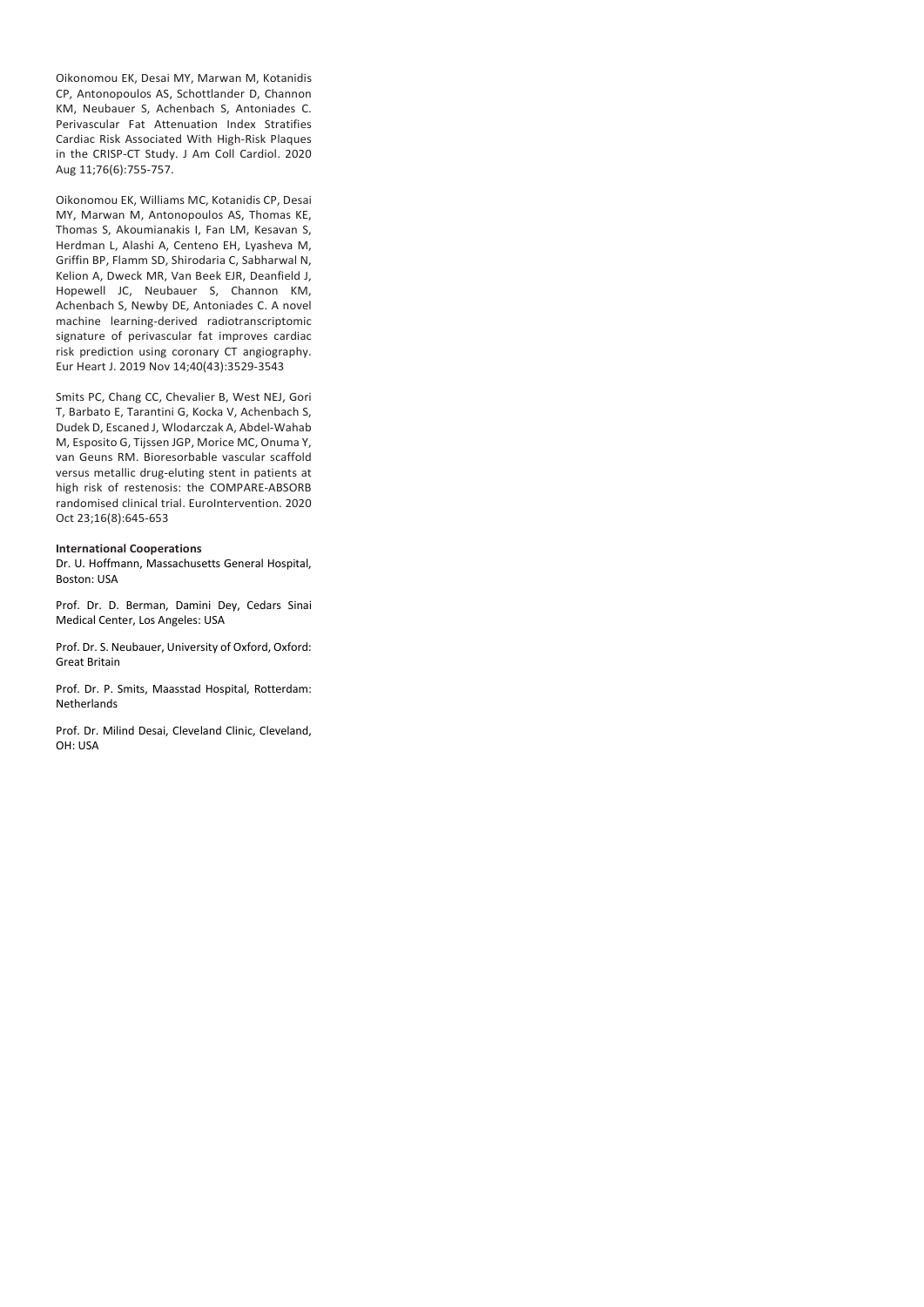Oikonomou EK, Desai MY, Marwan M, Kotanidis CP, Antonopoulos AS, Schottlander D, Channon KM, Neubauer S, Achenbach S, Antoniades C. Perivascular Fat Attenuation Index Stratifies Cardiac Risk Associated With High-Risk Plaques in the CRISP-CT Study. J Am Coll Cardiol. 2020 Aug 11;76(6):755-757.

Oikonomou EK, Williams MC, Kotanidis CP, Desai MY, Marwan M, Antonopoulos AS, Thomas KE, Thomas S, Akoumianakis I, Fan LM, Kesavan S, Herdman L, Alashi A, Centeno EH, Lyasheva M, Griffin BP, Flamm SD, Shirodaria C, Sabharwal N, Kelion A, Dweck MR, Van Beek EJR, Deanfield J, Hopewell JC, Neubauer S, Channon KM, Achenbach S, Newby DE, Antoniades C. A novel machine learning-derived radiotranscriptomic signature of perivascular fat improves cardiac risk prediction using coronary CT angiography. Eur Heart J. 2019 Nov 14;40(43):3529-3543

Smits PC, Chang CC, Chevalier B, West NEJ, Gori T, Barbato E, Tarantini G, Kocka V, Achenbach S, Dudek D, Escaned J, Wlodarczak A, Abdel-Wahab M, Esposito G, Tijssen JGP, Morice MC, Onuma Y, van Geuns RM. Bioresorbable vascular scaffold versus metallic drug-eluting stent in patients at high risk of restenosis: the COMPARE-ABSORB randomised clinical trial. EuroIntervention. 2020 Oct 23;16(8):645-653

**International Cooperations**

Dr. U. Hoffmann, Massachusetts General Hospital, Boston: USA

Prof. Dr. D. Berman, Damini Dey, Cedars Sinai Medical Center, Los Angeles: USA

Prof. Dr. S. Neubauer, University of Oxford, Oxford: Great Britain

Prof. Dr. P. Smits, Maasstad Hospital, Rotterdam: Netherlands

Prof. Dr. Milind Desai, Cleveland Clinic, Cleveland, OH: USA